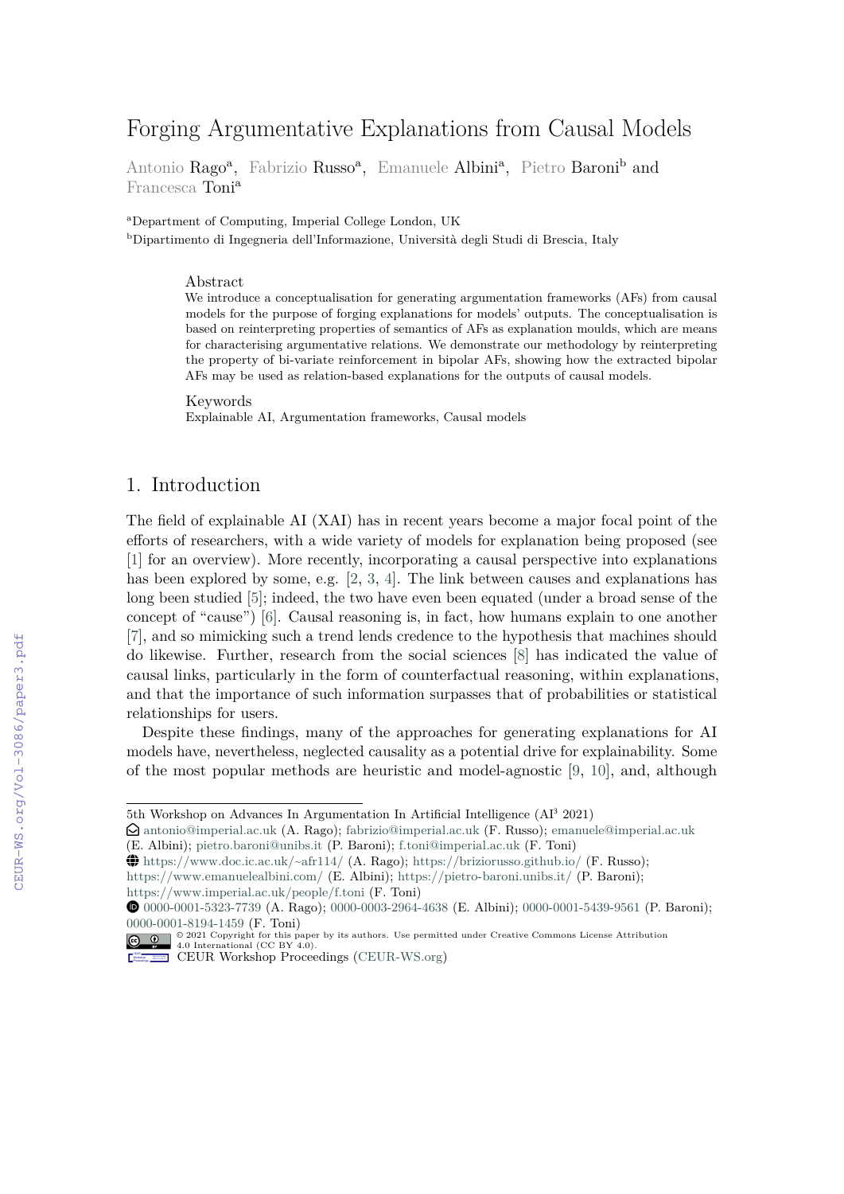# Forging Argumentative Explanations from Causal Models

Antonio Rago[a], Fabrizio Russo[a], Emanuele Albini[a], Pietro Baroni[b] and Francesca Toni[a]

[a]Department of Computing, Imperial College London, UK

[b]Dipartimento di Ingegneria dell'Informazione, Università degli Studi di Brescia, Italy

## Abstract

We introduce a conceptualisation for generating argumentation frameworks (AFs) from causal models for the purpose of forging explanations for models' outputs. The conceptualisation is based on reinterpreting properties of semantics of AFs as explanation moulds, which are means for characterising argumentative relations. We demonstrate our methodology by reinterpreting the property of bi-variate reinforcement in bipolar AFs, showing how the extracted bipolar AFs may be used as relation-based explanations for the outputs of causal models.

## Keywords

Explainable AI, Argumentation frameworks, Causal models

## 1. Introduction

The field of explainable AI (XAI) has in recent years become a major focal point of the efforts of researchers, with a wide variety of models for explanation being proposed (see [1] for an overview). More recently, incorporating a causal perspective into explanations has been explored by some, e.g. [2, 3, 4]. The link between causes and explanations has long been studied [5]; indeed, the two have even been equated (under a broad sense of the concept of "cause") [6]. Causal reasoning is, in fact, how humans explain to one another [7], and so mimicking such a trend lends credence to the hypothesis that machines should do likewise. Further, research from the social sciences [8] has indicated the value of causal links, particularly in the form of counterfactual reasoning, within explanations, and that the importance of such information surpasses that of probabilities or statistical relationships for users.

Despite these findings, many of the approaches for generating explanations for AI models have, nevertheless, neglected causality as a potential drive for explainability. Some of the most popular methods are heuristic and model-agnostic [9, 10], and, although

---

5th Workshop on Advances In Argumentation In Artificial Intelligence (AI³ 2021)

antonio@imperial.ac.uk (A. Rago); fabrizio@imperial.ac.uk (F. Russo); emanuele@imperial.ac.uk (E. Albini); pietro.baroni@unibs.it (P. Baroni); f.toni@imperial.ac.uk (F. Toni)

https://www.doc.ic.ac.uk/~afr114/ (A. Rago); https://briziorusso.github.io/ (F. Russo); https://www.emanuelealbini.com/ (E. Albini); https://pietro-baroni.unibs.it/ (P. Baroni); https://www.imperial.ac.uk/people/f.toni (F. Toni)

0000-0001-5323-7739 (A. Rago); 0000-0003-2964-4638 (E. Albini); 0000-0001-5439-9561 (P. Baroni); 0000-0001-8194-1459 (F. Toni)

© 2021 Copyright for this paper by its authors. Use permitted under Creative Commons License Attribution 4.0 International (CC BY 4.0).

CEUR Workshop Proceedings (CEUR-WS.org)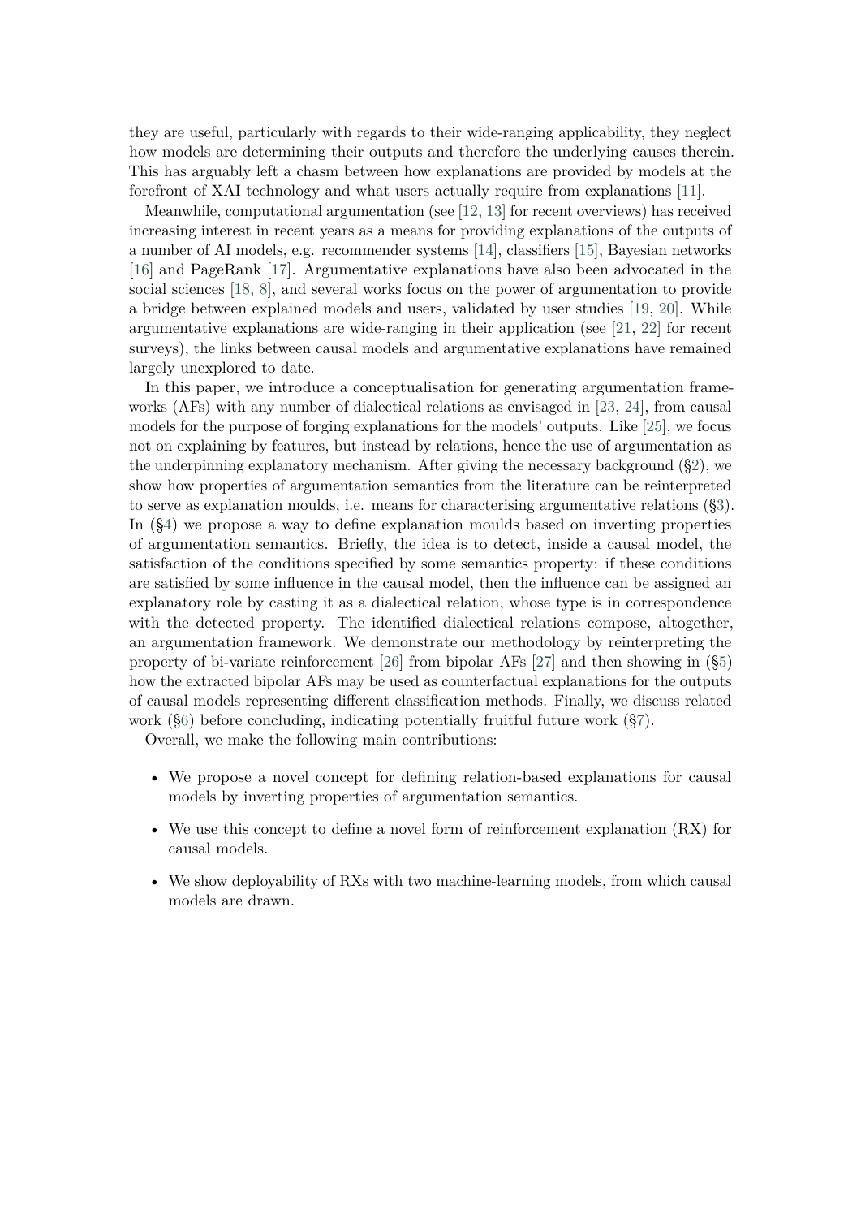they are useful, particularly with regards to their wide-ranging applicability, they neglect how models are determining their outputs and therefore the underlying causes therein. This has arguably left a chasm between how explanations are provided by models at the forefront of XAI technology and what users actually require from explanations [11].

Meanwhile, computational argumentation (see [12, 13] for recent overviews) has received increasing interest in recent years as a means for providing explanations of the outputs of a number of AI models, e.g. recommender systems [14], classifiers [15], Bayesian networks [16] and PageRank [17]. Argumentative explanations have also been advocated in the social sciences [18, 8], and several works focus on the power of argumentation to provide a bridge between explained models and users, validated by user studies [19, 20]. While argumentative explanations are wide-ranging in their application (see [21, 22] for recent surveys), the links between causal models and argumentative explanations have remained largely unexplored to date.

In this paper, we introduce a conceptualisation for generating argumentation frameworks (AFs) with any number of dialectical relations as envisaged in [23, 24], from causal models for the purpose of forging explanations for the models' outputs. Like [25], we focus not on explaining by features, but instead by relations, hence the use of argumentation as the underpinning explanatory mechanism. After giving the necessary background (§2), we show how properties of argumentation semantics from the literature can be reinterpreted to serve as explanation moulds, i.e. means for characterising argumentative relations (§3). In (§4) we propose a way to define explanation moulds based on inverting properties of argumentation semantics. Briefly, the idea is to detect, inside a causal model, the satisfaction of the conditions specified by some semantics property: if these conditions are satisfied by some influence in the causal model, then the influence can be assigned an explanatory role by casting it as a dialectical relation, whose type is in correspondence with the detected property. The identified dialectical relations compose, altogether, an argumentation framework. We demonstrate our methodology by reinterpreting the property of bi-variate reinforcement [26] from bipolar AFs [27] and then showing in (§5) how the extracted bipolar AFs may be used as counterfactual explanations for the outputs of causal models representing different classification methods. Finally, we discuss related work (§6) before concluding, indicating potentially fruitful future work (§7).

Overall, we make the following main contributions:

- We propose a novel concept for defining relation-based explanations for causal models by inverting properties of argumentation semantics.
- We use this concept to define a novel form of reinforcement explanation (RX) for causal models.
- We show deployability of RXs with two machine-learning models, from which causal models are drawn.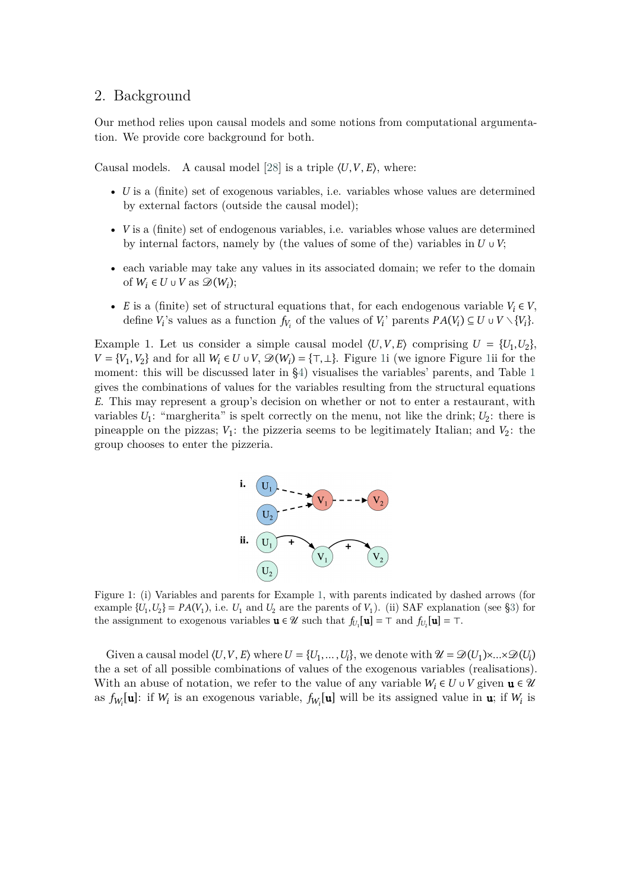## 2. Background

Our method relies upon causal models and some notions from computational argumentation. We provide core background for both.

Causal models. A causal model [28] is a triple $\langle U, V, E \rangle$, where:

- $U$ is a (finite) set of exogenous variables, i.e. variables whose values are determined by external factors (outside the causal model);
- $V$ is a (finite) set of endogenous variables, i.e. variables whose values are determined by internal factors, namely by (the values of some of the) variables in $U \cup V$;
- each variable may take any values in its associated domain; we refer to the domain of $W_i \in U \cup V$ as $\mathcal{D}(W_i)$;
- $E$ is a (finite) set of structural equations that, for each endogenous variable $V_i \in V$, define $V_i$'s values as a function $f_{V_i}$ of the values of $V_i$' parents $PA(V_i) \subseteq U \cup V \setminus \{V_i\}$.

Example 1. Let us consider a simple causal model $\langle U, V, E \rangle$ comprising $U = \{U_1, U_2\}$, $V = \{V_1, V_2\}$ and for all $W_i \in U \cup V$, $\mathcal{D}(W_i) = \{\top, \bot\}$. Figure 1i (we ignore Figure 1ii for the moment: this will be discussed later in §4) visualises the variables' parents, and Table 1 gives the combinations of values for the variables resulting from the structural equations $E$. This may represent a group's decision on whether or not to enter a restaurant, with variables $U_1$: "margherita" is spelt correctly on the menu, not like the drink; $U_2$: there is pineapple on the pizzas; $V_1$: the pizzeria seems to be legitimately Italian; and $V_2$: the group chooses to enter the pizzeria.

i.
U1
U2
V1
V2
ii.
U1
U2
V1
V2
+
+

Figure 1: (i) Variables and parents for Example 1, with parents indicated by dashed arrows (for example $\{U_1, U_2\} = PA(V_1)$, i.e. $U_1$ and $U_2$ are the parents of $V_1$). (ii) SAF explanation (see §3) for the assignment to exogenous variables $\mathbf{u} \in \mathcal{U}$ such that $f_{U_1}[\mathbf{u}] = \top$ and $f_{U_2}[\mathbf{u}] = \top$.

Given a causal model $\langle U, V, E \rangle$ where $U = \{U_1, \ldots, U_i\}$, we denote with $\mathcal{U} = \mathcal{D}(U_1) \times \ldots \times \mathcal{D}(U_i)$ the a set of all possible combinations of values of the exogenous variables (realisations). With an abuse of notation, we refer to the value of any variable $W_i \in U \cup V$ given $\mathbf{u} \in \mathcal{U}$ as $f_{W_i}[\mathbf{u}]$: if $W_i$ is an exogenous variable, $f_{W_i}[\mathbf{u}]$ will be its assigned value in $\mathbf{u}$; if $W_i$ is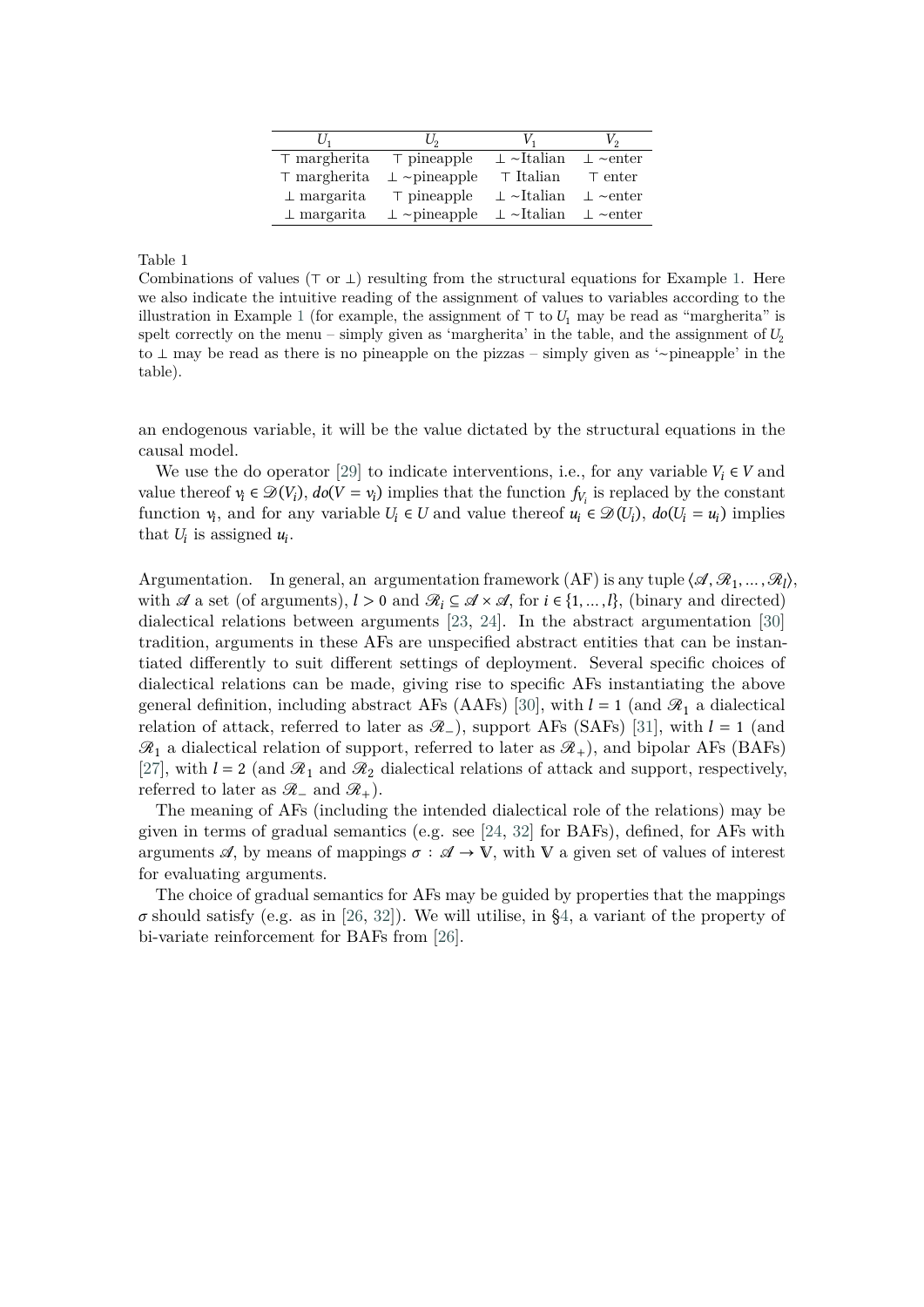| $U_1$ | $U_2$ | $V_1$ | $V_2$ |
|---|---|---|---|
| $\top$ margherita | $\top$ pineapple | $\bot$ ∼Italian | $\bot$ ∼enter |
| $\top$ margherita | $\bot$ ∼pineapple | $\top$ Italian | $\top$ enter |
| $\bot$ margarita | $\top$ pineapple | $\bot$ ∼Italian | $\bot$ ∼enter |
| $\bot$ margarita | $\bot$ ∼pineapple | $\bot$ ∼Italian | $\bot$ ∼enter |

Table 1
Combinations of values ($\top$ or $\bot$) resulting from the structural equations for Example 1. Here we also indicate the intuitive reading of the assignment of values to variables according to the illustration in Example 1 (for example, the assignment of $\top$ to $U_1$ may be read as "margherita" is spelt correctly on the menu – simply given as 'margherita' in the table, and the assignment of $U_2$ to $\bot$ may be read as there is no pineapple on the pizzas – simply given as '∼pineapple' in the table).

an endogenous variable, it will be the value dictated by the structural equations in the causal model.

We use the do operator [29] to indicate interventions, i.e., for any variable $V_i \in V$ and value thereof $v_i \in \mathcal{D}(V_i)$, $do(V = v_i)$ implies that the function $f_{V_i}$ is replaced by the constant function $v_i$, and for any variable $U_i \in U$ and value thereof $u_i \in \mathcal{D}(U_i)$, $do(U_i = u_i)$ implies that $U_i$ is assigned $u_i$.

**Argumentation.** In general, an argumentation framework (AF) is any tuple $\langle \mathcal{A}, \mathcal{R}_1, \ldots, \mathcal{R}_l \rangle$, with $\mathcal{A}$ a set (of arguments), $l > 0$ and $\mathcal{R}_i \subseteq \mathcal{A} \times \mathcal{A}$, for $i \in \{1, \ldots, l\}$, (binary and directed) dialectical relations between arguments [23, 24]. In the abstract argumentation [30] tradition, arguments in these AFs are unspecified abstract entities that can be instantiated differently to suit different settings of deployment. Several specific choices of dialectical relations can be made, giving rise to specific AFs instantiating the above general definition, including abstract AFs (AAFs) [30], with $l = 1$ (and $\mathcal{R}_1$ a dialectical relation of attack, referred to later as $\mathcal{R}_-$), support AFs (SAFs) [31], with $l = 1$ (and $\mathcal{R}_1$ a dialectical relation of support, referred to later as $\mathcal{R}_+$), and bipolar AFs (BAFs) [27], with $l = 2$ (and $\mathcal{R}_1$ and $\mathcal{R}_2$ dialectical relations of attack and support, respectively, referred to later as $\mathcal{R}_-$ and $\mathcal{R}_+$).

The meaning of AFs (including the intended dialectical role of the relations) may be given in terms of gradual semantics (e.g. see [24, 32] for BAFs), defined, for AFs with arguments $\mathcal{A}$, by means of mappings $\sigma : \mathcal{A} \rightarrow \mathbb{V}$, with $\mathbb{V}$ a given set of values of interest for evaluating arguments.

The choice of gradual semantics for AFs may be guided by properties that the mappings $\sigma$ should satisfy (e.g. as in [26, 32]). We will utilise, in §4, a variant of the property of bi-variate reinforcement for BAFs from [26].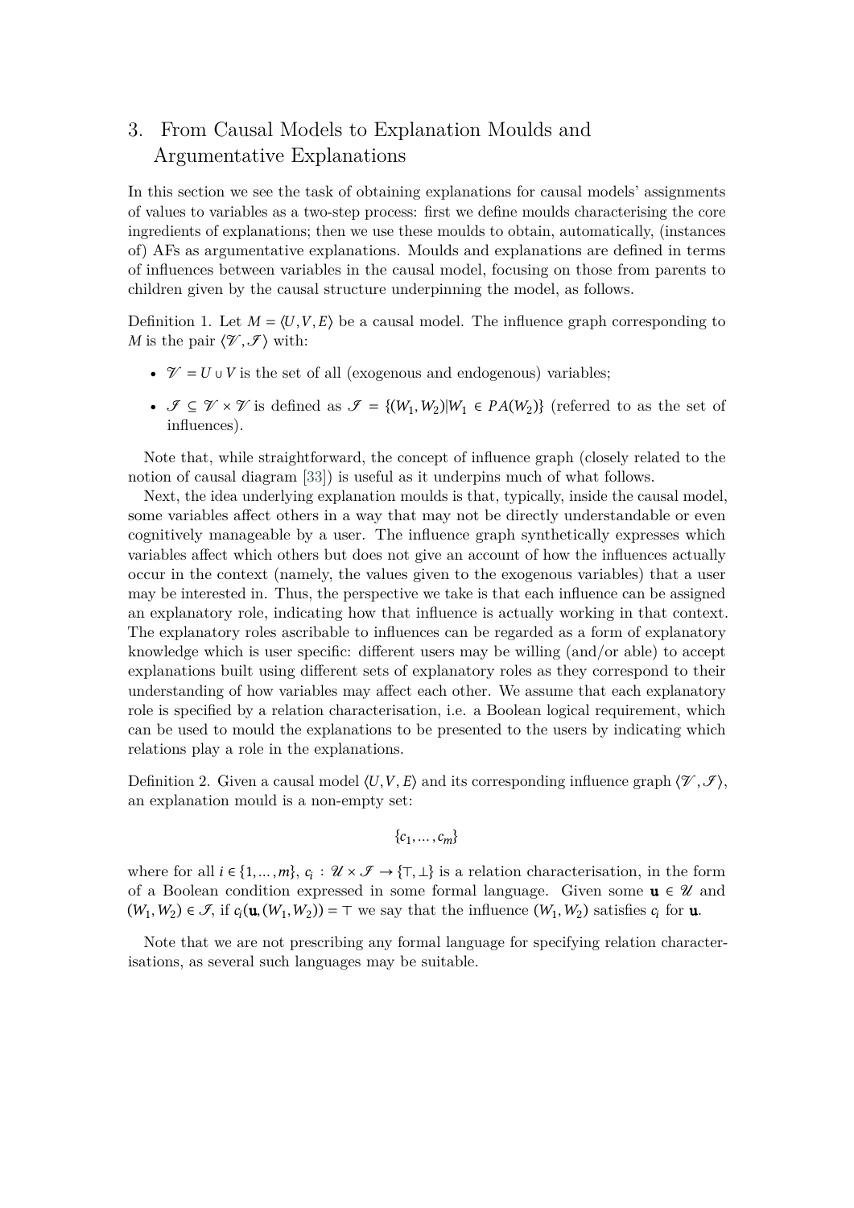## 3. From Causal Models to Explanation Moulds and Argumentative Explanations

In this section we see the task of obtaining explanations for causal models' assignments of values to variables as a two-step process: first we define moulds characterising the core ingredients of explanations; then we use these moulds to obtain, automatically, (instances of) AFs as argumentative explanations. Moulds and explanations are defined in terms of influences between variables in the causal model, focusing on those from parents to children given by the causal structure underpinning the model, as follows.

Definition 1. Let $M = \langle U, V, E \rangle$ be a causal model. The influence graph corresponding to $M$ is the pair $\langle \mathscr{V}, \mathscr{I} \rangle$ with:

- $\mathscr{V} = U \cup V$ is the set of all (exogenous and endogenous) variables;
- $\mathscr{I} \subseteq \mathscr{V} \times \mathscr{V}$ is defined as $\mathscr{I} = \{(W_1, W_2) | W_1 \in PA(W_2)\}$ (referred to as the set of influences).

Note that, while straightforward, the concept of influence graph (closely related to the notion of causal diagram [33]) is useful as it underpins much of what follows.

Next, the idea underlying explanation moulds is that, typically, inside the causal model, some variables affect others in a way that may not be directly understandable or even cognitively manageable by a user. The influence graph synthetically expresses which variables affect which others but does not give an account of how the influences actually occur in the context (namely, the values given to the exogenous variables) that a user may be interested in. Thus, the perspective we take is that each influence can be assigned an explanatory role, indicating how that influence is actually working in that context. The explanatory roles ascribable to influences can be regarded as a form of explanatory knowledge which is user specific: different users may be willing (and/or able) to accept explanations built using different sets of explanatory roles as they correspond to their understanding of how variables may affect each other. We assume that each explanatory role is specified by a relation characterisation, i.e. a Boolean logical requirement, which can be used to mould the explanations to be presented to the users by indicating which relations play a role in the explanations.

Definition 2. Given a causal model $\langle U, V, E \rangle$ and its corresponding influence graph $\langle \mathscr{V}, \mathscr{I} \rangle$, an explanation mould is a non-empty set:

$$\{c_1, \ldots, c_m\}$$

where for all $i \in \{1, \ldots, m\}$, $c_i : \mathscr{U} \times \mathscr{I} \rightarrow \{\top, \bot\}$ is a relation characterisation, in the form of a Boolean condition expressed in some formal language. Given some $\mathbf{u} \in \mathscr{U}$ and $(W_1, W_2) \in \mathscr{I}$, if $c_i(\mathbf{u}, (W_1, W_2)) = \top$ we say that the influence $(W_1, W_2)$ satisfies $c_i$ for $\mathbf{u}$.

Note that we are not prescribing any formal language for specifying relation characterisations, as several such languages may be suitable.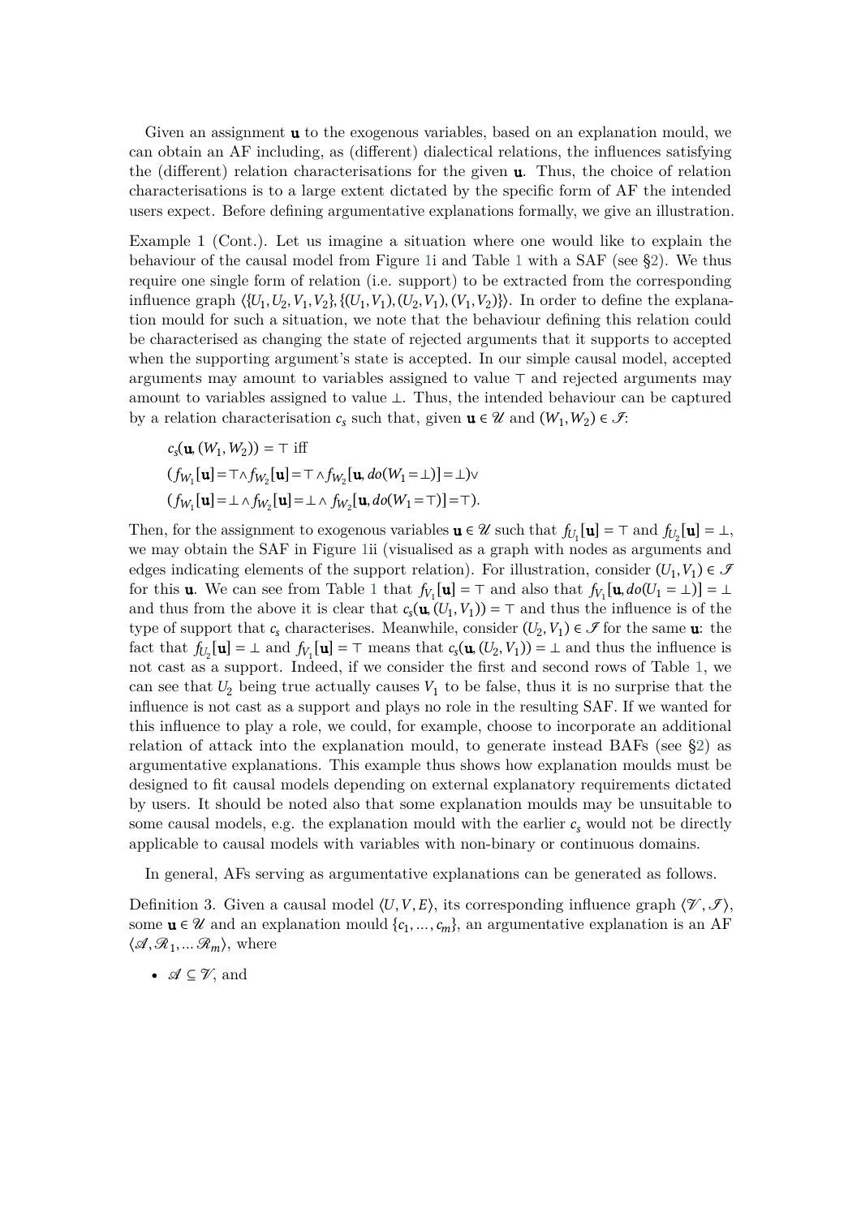Given an assignment $\mathbf{u}$ to the exogenous variables, based on an explanation mould, we can obtain an AF including, as (different) dialectical relations, the influences satisfying the (different) relation characterisations for the given $\mathbf{u}$. Thus, the choice of relation characterisations is to a large extent dictated by the specific form of AF the intended users expect. Before defining argumentative explanations formally, we give an illustration.

Example 1 (Cont.). Let us imagine a situation where one would like to explain the behaviour of the causal model from Figure 1i and Table 1 with a SAF (see §2). We thus require one single form of relation (i.e. support) to be extracted from the corresponding influence graph $\langle\{U_1, U_2, V_1, V_2\}, \{(U_1, V_1), (U_2, V_1), (V_1, V_2)\}\rangle$. In order to define the explanation mould for such a situation, we note that the behaviour defining this relation could be characterised as changing the state of rejected arguments that it supports to accepted when the supporting argument's state is accepted. In our simple causal model, accepted arguments may amount to variables assigned to value $\top$ and rejected arguments may amount to variables assigned to value $\bot$. Thus, the intended behaviour can be captured by a relation characterisation $c_s$ such that, given $\mathbf{u} \in \mathscr{U}$ and $(W_1, W_2) \in \mathscr{I}$:

$$c_s(\mathbf{u}, (W_1, W_2)) = \top \text{ iff}$$
$$(f_{W_1}[\mathbf{u}] = \top \wedge f_{W_2}[\mathbf{u}] = \top \wedge f_{W_2}[\mathbf{u}, do(W_1 = \bot)] = \bot) \vee$$
$$(f_{W_1}[\mathbf{u}] = \bot \wedge f_{W_2}[\mathbf{u}] = \bot \wedge f_{W_2}[\mathbf{u}, do(W_1 = \top)] = \top).$$

Then, for the assignment to exogenous variables $\mathbf{u} \in \mathscr{U}$ such that $f_{U_1}[\mathbf{u}] = \top$ and $f_{U_2}[\mathbf{u}] = \bot$, we may obtain the SAF in Figure 1ii (visualised as a graph with nodes as arguments and edges indicating elements of the support relation). For illustration, consider $(U_1, V_1) \in \mathscr{I}$ for this $\mathbf{u}$. We can see from Table 1 that $f_{V_1}[\mathbf{u}] = \top$ and also that $f_{V_1}[\mathbf{u}, do(U_1 = \bot)] = \bot$ and thus from the above it is clear that $c_s(\mathbf{u}, (U_1, V_1)) = \top$ and thus the influence is of the type of support that $c_s$ characterises. Meanwhile, consider $(U_2, V_1) \in \mathscr{I}$ for the same $\mathbf{u}$: the fact that $f_{U_2}[\mathbf{u}] = \bot$ and $f_{V_1}[\mathbf{u}] = \top$ means that $c_s(\mathbf{u}, (U_2, V_1)) = \bot$ and thus the influence is not cast as a support. Indeed, if we consider the first and second rows of Table 1, we can see that $U_2$ being true actually causes $V_1$ to be false, thus it is no surprise that the influence is not cast as a support and plays no role in the resulting SAF. If we wanted for this influence to play a role, we could, for example, choose to incorporate an additional relation of attack into the explanation mould, to generate instead BAFs (see §2) as argumentative explanations. This example thus shows how explanation moulds must be designed to fit causal models depending on external explanatory requirements dictated by users. It should be noted also that some explanation moulds may be unsuitable to some causal models, e.g. the explanation mould with the earlier $c_s$ would not be directly applicable to causal models with variables with non-binary or continuous domains.

In general, AFs serving as argumentative explanations can be generated as follows.

Definition 3. Given a causal model $\langle U, V, E\rangle$, its corresponding influence graph $\langle \mathscr{V}, \mathscr{I}\rangle$, some $\mathbf{u} \in \mathscr{U}$ and an explanation mould $\{c_1, \ldots, c_m\}$, an argumentative explanation is an AF $\langle \mathscr{A}, \mathscr{R}_1, \ldots \mathscr{R}_m\rangle$, where

- $\mathscr{A} \subseteq \mathscr{V}$; and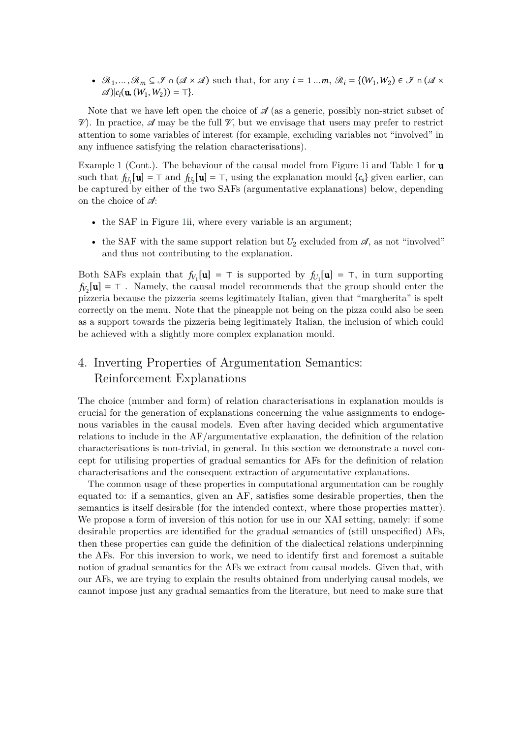- $\mathcal{R}_1, \ldots, \mathcal{R}_m \subseteq \mathcal{I} \cap (\mathcal{A} \times \mathcal{A})$ such that, for any $i = 1 \ldots m$, $\mathcal{R}_i = \{(W_1, W_2) \in \mathcal{I} \cap (\mathcal{A} \times \mathcal{A}) | c_i(\mathbf{u}, (W_1, W_2)) = \top\}$.

Note that we have left open the choice of $\mathcal{A}$ (as a generic, possibly non-strict subset of $\mathcal{V}$). In practice, $\mathcal{A}$ may be the full $\mathcal{V}$, but we envisage that users may prefer to restrict attention to some variables of interest (for example, excluding variables not "involved" in any influence satisfying the relation characterisations).

Example 1 (Cont.). The behaviour of the causal model from Figure 1i and Table 1 for $\mathbf{u}$ such that $f_{U_1}[\mathbf{u}] = \top$ and $f_{U_2}[\mathbf{u}] = \top$, using the explanation mould $\{c_s\}$ given earlier, can be captured by either of the two SAFs (argumentative explanations) below, depending on the choice of $\mathcal{A}$:

- the SAF in Figure 1ii, where every variable is an argument;
- the SAF with the same support relation but $U_2$ excluded from $\mathcal{A}$, as not "involved" and thus not contributing to the explanation.

Both SAFs explain that $f_{V_1}[\mathbf{u}] = \top$ is supported by $f_{U_1}[\mathbf{u}] = \top$, in turn supporting $f_{V_2}[\mathbf{u}] = \top$ . Namely, the causal model recommends that the group should enter the pizzeria because the pizzeria seems legitimately Italian, given that "margherita" is spelt correctly on the menu. Note that the pineapple not being on the pizza could also be seen as a support towards the pizzeria being legitimately Italian, the inclusion of which could be achieved with a slightly more complex explanation mould.

# 4. Inverting Properties of Argumentation Semantics: Reinforcement Explanations

The choice (number and form) of relation characterisations in explanation moulds is crucial for the generation of explanations concerning the value assignments to endogenous variables in the causal models. Even after having decided which argumentative relations to include in the AF/argumentative explanation, the definition of the relation characterisations is non-trivial, in general. In this section we demonstrate a novel concept for utilising properties of gradual semantics for AFs for the definition of relation characterisations and the consequent extraction of argumentative explanations.

The common usage of these properties in computational argumentation can be roughly equated to: if a semantics, given an AF, satisfies some desirable properties, then the semantics is itself desirable (for the intended context, where those properties matter). We propose a form of inversion of this notion for use in our XAI setting, namely: if some desirable properties are identified for the gradual semantics of (still unspecified) AFs, then these properties can guide the definition of the dialectical relations underpinning the AFs. For this inversion to work, we need to identify first and foremost a suitable notion of gradual semantics for the AFs we extract from causal models. Given that, with our AFs, we are trying to explain the results obtained from underlying causal models, we cannot impose just any gradual semantics from the literature, but need to make sure that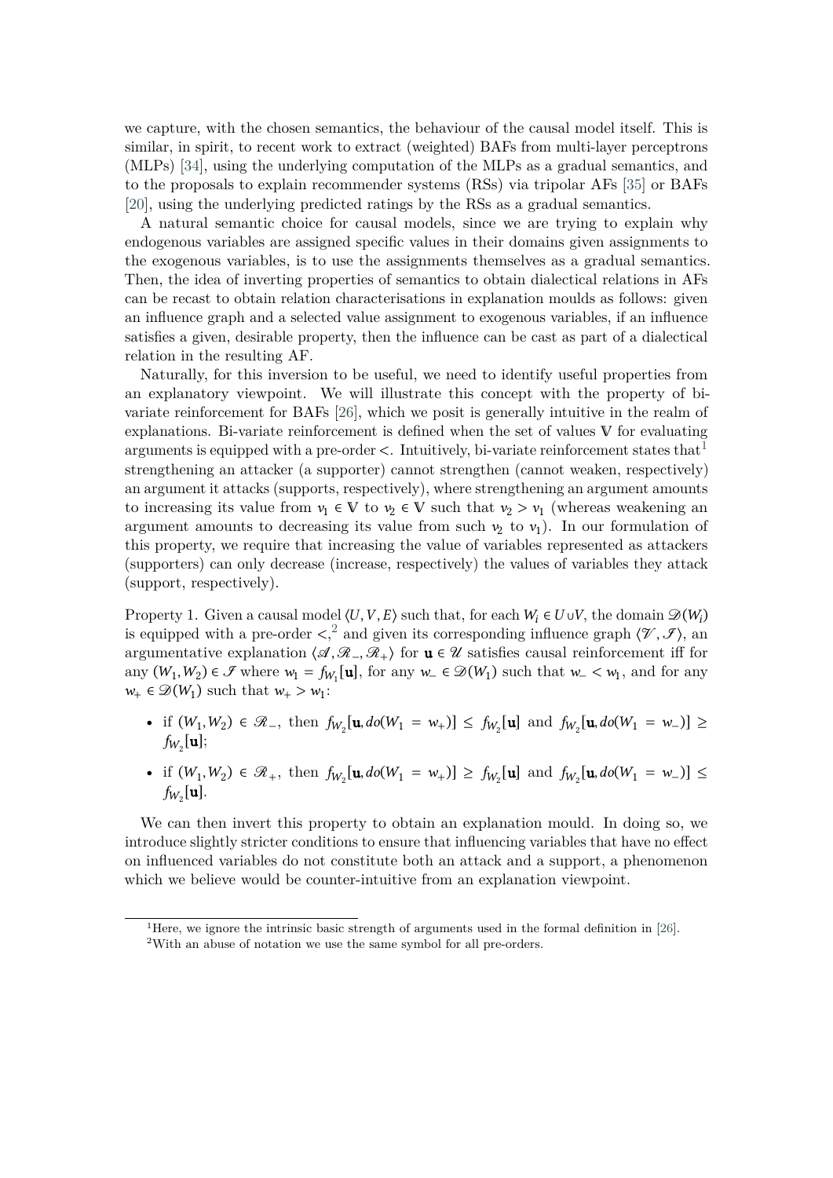we capture, with the chosen semantics, the behaviour of the causal model itself. This is similar, in spirit, to recent work to extract (weighted) BAFs from multi-layer perceptrons (MLPs) [34], using the underlying computation of the MLPs as a gradual semantics, and to the proposals to explain recommender systems (RSs) via tripolar AFs [35] or BAFs [20], using the underlying predicted ratings by the RSs as a gradual semantics.

A natural semantic choice for causal models, since we are trying to explain why endogenous variables are assigned specific values in their domains given assignments to the exogenous variables, is to use the assignments themselves as a gradual semantics. Then, the idea of inverting properties of semantics to obtain dialectical relations in AFs can be recast to obtain relation characterisations in explanation moulds as follows: given an influence graph and a selected value assignment to exogenous variables, if an influence satisfies a given, desirable property, then the influence can be cast as part of a dialectical relation in the resulting AF.

Naturally, for this inversion to be useful, we need to identify useful properties from an explanatory viewpoint. We will illustrate this concept with the property of bi-variate reinforcement for BAFs [26], which we posit is generally intuitive in the realm of explanations. Bi-variate reinforcement is defined when the set of values $\mathbb{V}$ for evaluating arguments is equipped with a pre-order $<$. Intuitively, bi-variate reinforcement states that[1] strengthening an attacker (a supporter) cannot strengthen (cannot weaken, respectively) an argument it attacks (supports, respectively), where strengthening an argument amounts to increasing its value from $v_1 \in \mathbb{V}$ to $v_2 \in \mathbb{V}$ such that $v_2 > v_1$ (whereas weakening an argument amounts to decreasing its value from such $v_2$ to $v_1$). In our formulation of this property, we require that increasing the value of variables represented as attackers (supporters) can only decrease (increase, respectively) the values of variables they attack (support, respectively).

Property 1. Given a causal model $\langle U, V, E \rangle$ such that, for each $W_i \in U \cup V$, the domain $\mathcal{D}(W_i)$ is equipped with a pre-order $<$,[2] and given its corresponding influence graph $\langle \mathcal{V}, \mathcal{I} \rangle$, an argumentative explanation $\langle \mathcal{A}, \mathcal{R}_-, \mathcal{R}_+ \rangle$ for $\mathbf{u} \in \mathcal{U}$ satisfies causal reinforcement iff for any $(W_1, W_2) \in \mathcal{I}$ where $w_1 = f_{W_1}[\mathbf{u}]$, for any $w_- \in \mathcal{D}(W_1)$ such that $w_- < w_1$, and for any $w_+ \in \mathcal{D}(W_1)$ such that $w_+ > w_1$:

- if $(W_1, W_2) \in \mathcal{R}_-$, then $f_{W_2}[\mathbf{u}, do(W_1 = w_+)] \leq f_{W_2}[\mathbf{u}]$ and $f_{W_2}[\mathbf{u}, do(W_1 = w_-)] \geq f_{W_2}[\mathbf{u}]$;
- if $(W_1, W_2) \in \mathcal{R}_+$, then $f_{W_2}[\mathbf{u}, do(W_1 = w_+)] \geq f_{W_2}[\mathbf{u}]$ and $f_{W_2}[\mathbf{u}, do(W_1 = w_-)] \leq f_{W_2}[\mathbf{u}]$.

We can then invert this property to obtain an explanation mould. In doing so, we introduce slightly stricter conditions to ensure that influencing variables that have no effect on influenced variables do not constitute both an attack and a support, a phenomenon which we believe would be counter-intuitive from an explanation viewpoint.

[1] Here, we ignore the intrinsic basic strength of arguments used in the formal definition in [26].

[2] With an abuse of notation we use the same symbol for all pre-orders.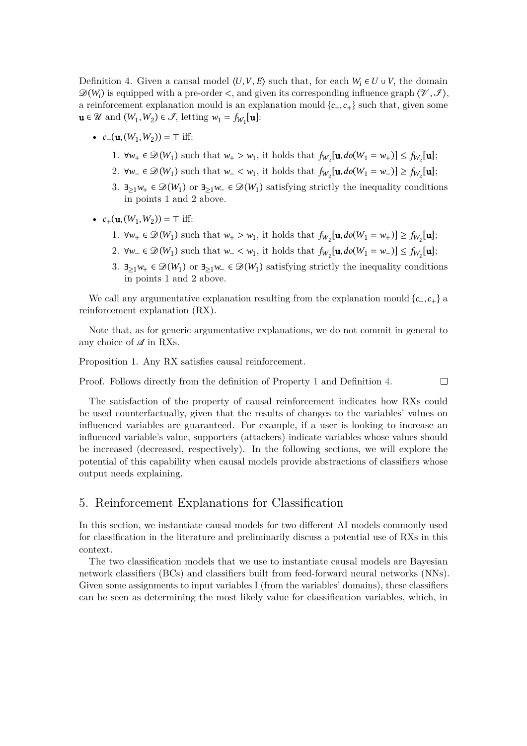Definition 4. Given a causal model $\langle U, V, E\rangle$ such that, for each $W_i \in U \cup V$, the domain $\mathcal{D}(W_i)$ is equipped with a pre-order $<$, and given its corresponding influence graph $\langle \mathcal{V}, \mathcal{I}\rangle$, a reinforcement explanation mould is an explanation mould $\{c_-, c_+\}$ such that, given some $\mathbf{u} \in \mathcal{U}$ and $(W_1, W_2) \in \mathcal{I}$, letting $w_1 = f_{W_1}[\mathbf{u}]$:

- $c_-(\mathbf{u}, (W_1, W_2)) = \top$ iff:
  1. $\forall w_+ \in \mathcal{D}(W_1)$ such that $w_+ > w_1$, it holds that $f_{W_2}[\mathbf{u}, do(W_1 = w_+)] \leq f_{W_2}[\mathbf{u}]$;
  2. $\forall w_- \in \mathcal{D}(W_1)$ such that $w_- < w_1$, it holds that $f_{W_2}[\mathbf{u}, do(W_1 = w_-)] \geq f_{W_2}[\mathbf{u}]$;
  3. $\exists_{\geq 1} w_+ \in \mathcal{D}(W_1)$ or $\exists_{\geq 1} w_- \in \mathcal{D}(W_1)$ satisfying strictly the inequality conditions in points 1 and 2 above.
- $c_+(\mathbf{u}, (W_1, W_2)) = \top$ iff:
  1. $\forall w_+ \in \mathcal{D}(W_1)$ such that $w_+ > w_1$, it holds that $f_{W_2}[\mathbf{u}, do(W_1 = w_+)] \geq f_{W_2}[\mathbf{u}]$;
  2. $\forall w_- \in \mathcal{D}(W_1)$ such that $w_- < w_1$, it holds that $f_{W_2}[\mathbf{u}, do(W_1 = w_-)] \leq f_{W_2}[\mathbf{u}]$;
  3. $\exists_{\geq 1} w_+ \in \mathcal{D}(W_1)$ or $\exists_{\geq 1} w_- \in \mathcal{D}(W_1)$ satisfying strictly the inequality conditions in points 1 and 2 above.

We call any argumentative explanation resulting from the explanation mould $\{c_-, c_+\}$ a reinforcement explanation (RX).

Note that, as for generic argumentative explanations, we do not commit in general to any choice of $\mathcal{A}$ in RXs.

Proposition 1. Any RX satisfies causal reinforcement.

Proof. Follows directly from the definition of Property 1 and Definition 4. □

The satisfaction of the property of causal reinforcement indicates how RXs could be used counterfactually, given that the results of changes to the variables' values on influenced variables are guaranteed. For example, if a user is looking to increase an influenced variable's value, supporters (attackers) indicate variables whose values should be increased (decreased, respectively). In the following sections, we will explore the potential of this capability when causal models provide abstractions of classifiers whose output needs explaining.

## 5. Reinforcement Explanations for Classification

In this section, we instantiate causal models for two different AI models commonly used for classification in the literature and preliminarily discuss a potential use of RXs in this context.

The two classification models that we use to instantiate causal models are Bayesian network classifiers (BCs) and classifiers built from feed-forward neural networks (NNs). Given some assignments to input variables I (from the variables' domains), these classifiers can be seen as determining the most likely value for classification variables, which, in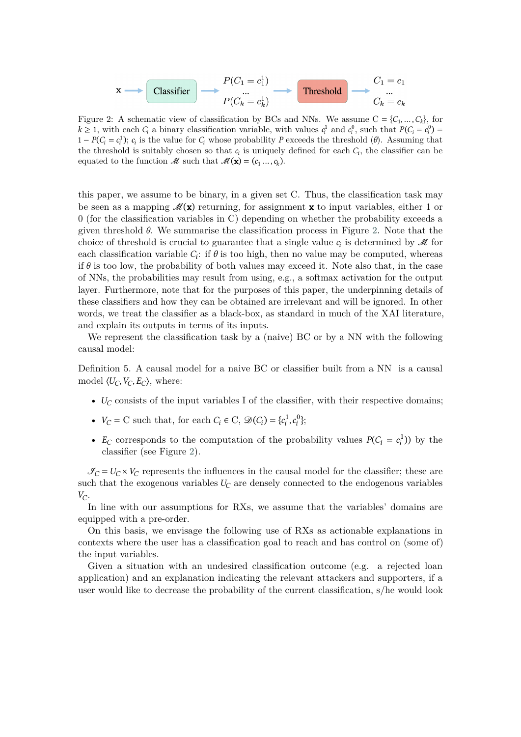$\mathbf{x}$ → Classifier → $P(C_1 = c_1^1)$ ... $P(C_k = c_k^1)$ → Threshold → $C_1 = c_1$ ... $C_k = c_k$

Figure 2: A schematic view of classification by BCs and NNs. We assume $\mathrm{C} = \{C_1, \dots, C_k\}$, for $k \geq 1$, with each $C_i$ a binary classification variable, with values $c_i^1$ and $c_i^0$, such that $P(C_i = c_i^0) = 1 - P(C_i = c_i^1)$; $c_i$ is the value for $C_i$ whose probability $P$ exceeds the threshold ($\theta$). Assuming that the threshold is suitably chosen so that $c_i$ is uniquely defined for each $C_i$, the classifier can be equated to the function $\mathscr{M}$ such that $\mathscr{M}(\mathbf{x}) = (c_1 \dots, c_k)$.

this paper, we assume to be binary, in a given set C. Thus, the classification task may be seen as a mapping $\mathscr{M}(\mathbf{x})$ returning, for assignment $\mathbf{x}$ to input variables, either 1 or 0 (for the classification variables in C) depending on whether the probability exceeds a given threshold $\theta$. We summarise the classification process in Figure 2. Note that the choice of threshold is crucial to guarantee that a single value $c_i$ is determined by $\mathscr{M}$ for each classification variable $C_i$: if $\theta$ is too high, then no value may be computed, whereas if $\theta$ is too low, the probability of both values may exceed it. Note also that, in the case of NNs, the probabilities may result from using, e.g., a softmax activation for the output layer. Furthermore, note that for the purposes of this paper, the underpinning details of these classifiers and how they can be obtained are irrelevant and will be ignored. In other words, we treat the classifier as a black-box, as standard in much of the XAI literature, and explain its outputs in terms of its inputs.

We represent the classification task by a (naive) BC or by a NN with the following causal model:

Definition 5. A causal model for a naive BC or classifier built from a NN is a causal model $\langle U_C, V_C, E_C \rangle$, where:

- $U_C$ consists of the input variables I of the classifier, with their respective domains;
- $V_C = \mathrm{C}$ such that, for each $C_i \in \mathrm{C}$, $\mathscr{D}(C_i) = \{c_i^1, c_i^0\}$;
- $E_C$ corresponds to the computation of the probability values $P(C_i = c_i^1))$ by the classifier (see Figure 2).

$\mathscr{I}_C = U_C \times V_C$ represents the influences in the causal model for the classifier; these are such that the exogenous variables $U_C$ are densely connected to the endogenous variables $V_C$.

In line with our assumptions for RXs, we assume that the variables' domains are equipped with a pre-order.

On this basis, we envisage the following use of RXs as actionable explanations in contexts where the user has a classification goal to reach and has control on (some of) the input variables.

Given a situation with an undesired classification outcome (e.g. a rejected loan application) and an explanation indicating the relevant attackers and supporters, if a user would like to decrease the probability of the current classification, s/he would look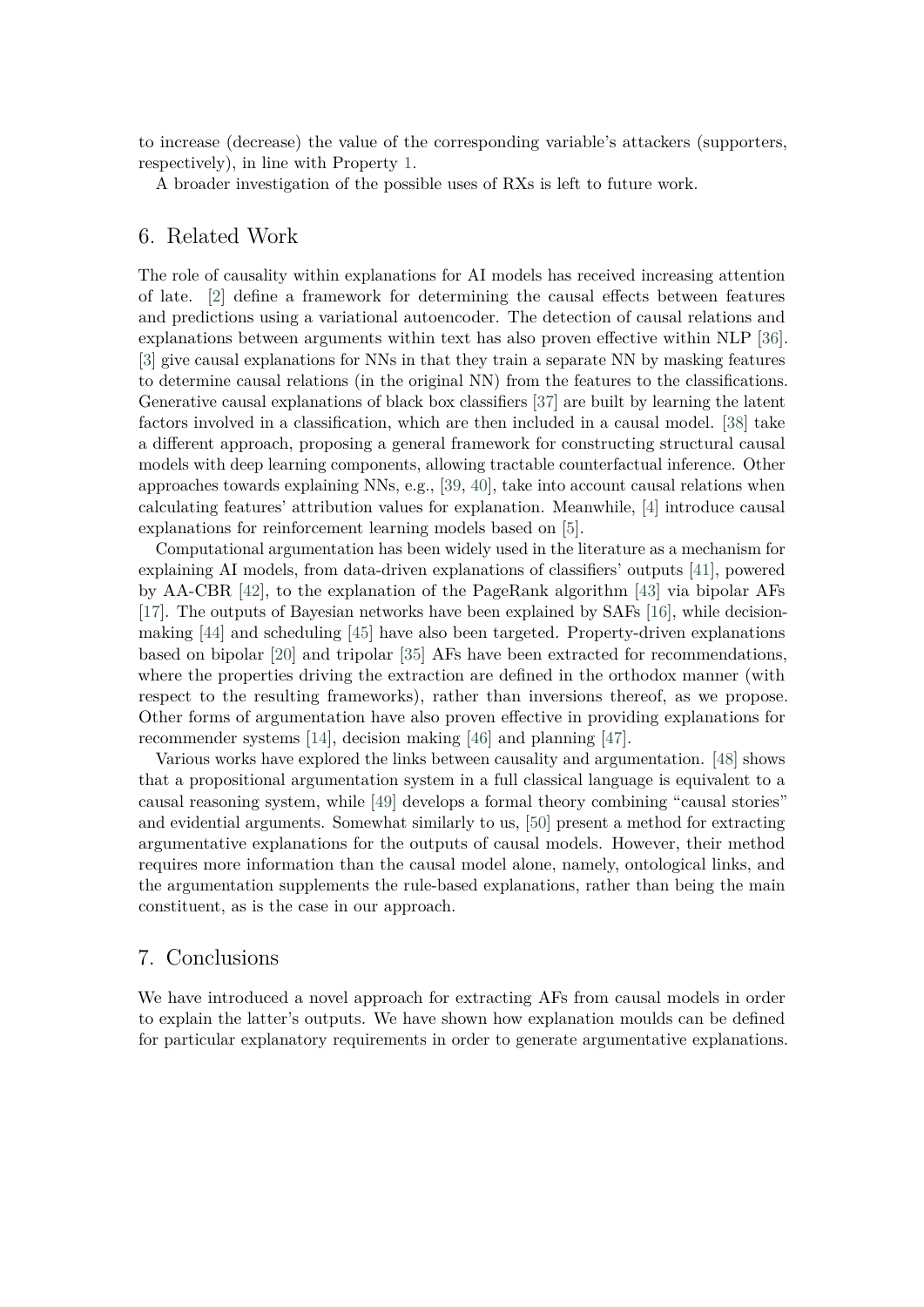to increase (decrease) the value of the corresponding variable's attackers (supporters, respectively), in line with Property 1.

A broader investigation of the possible uses of RXs is left to future work.

## 6. Related Work

The role of causality within explanations for AI models has received increasing attention of late. [2] define a framework for determining the causal effects between features and predictions using a variational autoencoder. The detection of causal relations and explanations between arguments within text has also proven effective within NLP [36]. [3] give causal explanations for NNs in that they train a separate NN by masking features to determine causal relations (in the original NN) from the features to the classifications. Generative causal explanations of black box classifiers [37] are built by learning the latent factors involved in a classification, which are then included in a causal model. [38] take a different approach, proposing a general framework for constructing structural causal models with deep learning components, allowing tractable counterfactual inference. Other approaches towards explaining NNs, e.g., [39, 40], take into account causal relations when calculating features' attribution values for explanation. Meanwhile, [4] introduce causal explanations for reinforcement learning models based on [5].

Computational argumentation has been widely used in the literature as a mechanism for explaining AI models, from data-driven explanations of classifiers' outputs [41], powered by AA-CBR [42], to the explanation of the PageRank algorithm [43] via bipolar AFs [17]. The outputs of Bayesian networks have been explained by SAFs [16], while decision-making [44] and scheduling [45] have also been targeted. Property-driven explanations based on bipolar [20] and tripolar [35] AFs have been extracted for recommendations, where the properties driving the extraction are defined in the orthodox manner (with respect to the resulting frameworks), rather than inversions thereof, as we propose. Other forms of argumentation have also proven effective in providing explanations for recommender systems [14], decision making [46] and planning [47].

Various works have explored the links between causality and argumentation. [48] shows that a propositional argumentation system in a full classical language is equivalent to a causal reasoning system, while [49] develops a formal theory combining "causal stories" and evidential arguments. Somewhat similarly to us, [50] present a method for extracting argumentative explanations for the outputs of causal models. However, their method requires more information than the causal model alone, namely, ontological links, and the argumentation supplements the rule-based explanations, rather than being the main constituent, as is the case in our approach.

## 7. Conclusions

We have introduced a novel approach for extracting AFs from causal models in order to explain the latter's outputs. We have shown how explanation moulds can be defined for particular explanatory requirements in order to generate argumentative explanations.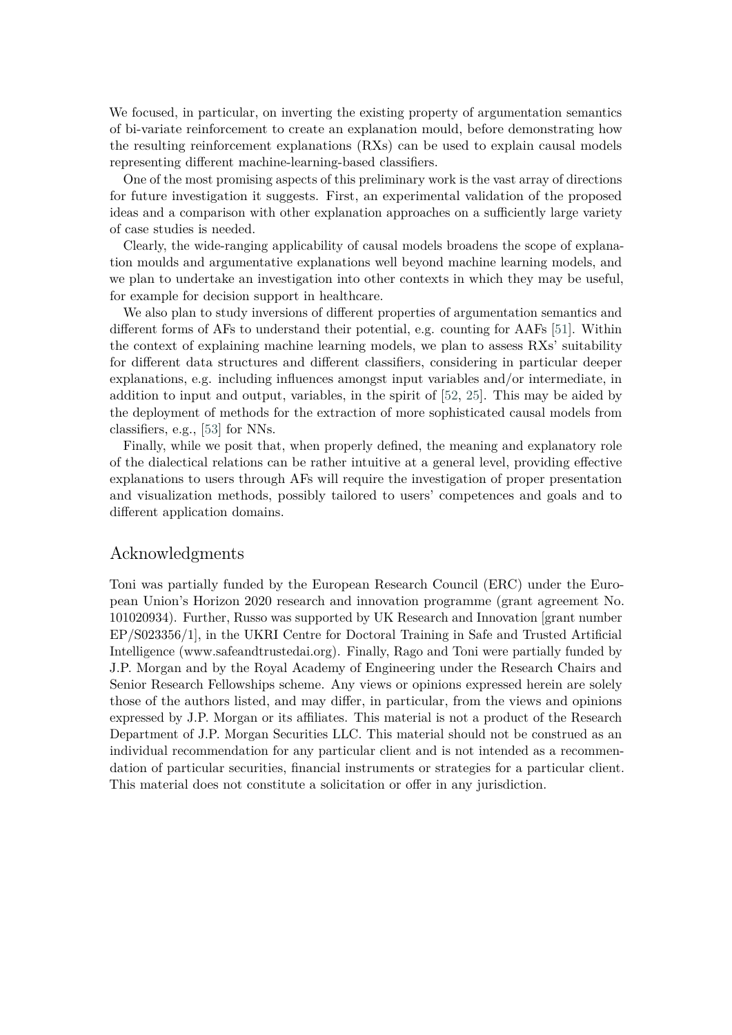We focused, in particular, on inverting the existing property of argumentation semantics of bi-variate reinforcement to create an explanation mould, before demonstrating how the resulting reinforcement explanations (RXs) can be used to explain causal models representing different machine-learning-based classifiers.

One of the most promising aspects of this preliminary work is the vast array of directions for future investigation it suggests. First, an experimental validation of the proposed ideas and a comparison with other explanation approaches on a sufficiently large variety of case studies is needed.

Clearly, the wide-ranging applicability of causal models broadens the scope of explanation moulds and argumentative explanations well beyond machine learning models, and we plan to undertake an investigation into other contexts in which they may be useful, for example for decision support in healthcare.

We also plan to study inversions of different properties of argumentation semantics and different forms of AFs to understand their potential, e.g. counting for AAFs [51]. Within the context of explaining machine learning models, we plan to assess RXs' suitability for different data structures and different classifiers, considering in particular deeper explanations, e.g. including influences amongst input variables and/or intermediate, in addition to input and output, variables, in the spirit of [52, 25]. This may be aided by the deployment of methods for the extraction of more sophisticated causal models from classifiers, e.g., [53] for NNs.

Finally, while we posit that, when properly defined, the meaning and explanatory role of the dialectical relations can be rather intuitive at a general level, providing effective explanations to users through AFs will require the investigation of proper presentation and visualization methods, possibly tailored to users' competences and goals and to different application domains.

## Acknowledgments

Toni was partially funded by the European Research Council (ERC) under the European Union's Horizon 2020 research and innovation programme (grant agreement No. 101020934). Further, Russo was supported by UK Research and Innovation [grant number EP/S023356/1], in the UKRI Centre for Doctoral Training in Safe and Trusted Artificial Intelligence (www.safeandtrustedai.org). Finally, Rago and Toni were partially funded by J.P. Morgan and by the Royal Academy of Engineering under the Research Chairs and Senior Research Fellowships scheme. Any views or opinions expressed herein are solely those of the authors listed, and may differ, in particular, from the views and opinions expressed by J.P. Morgan or its affiliates. This material is not a product of the Research Department of J.P. Morgan Securities LLC. This material should not be construed as an individual recommendation for any particular client and is not intended as a recommendation of particular securities, financial instruments or strategies for a particular client. This material does not constitute a solicitation or offer in any jurisdiction.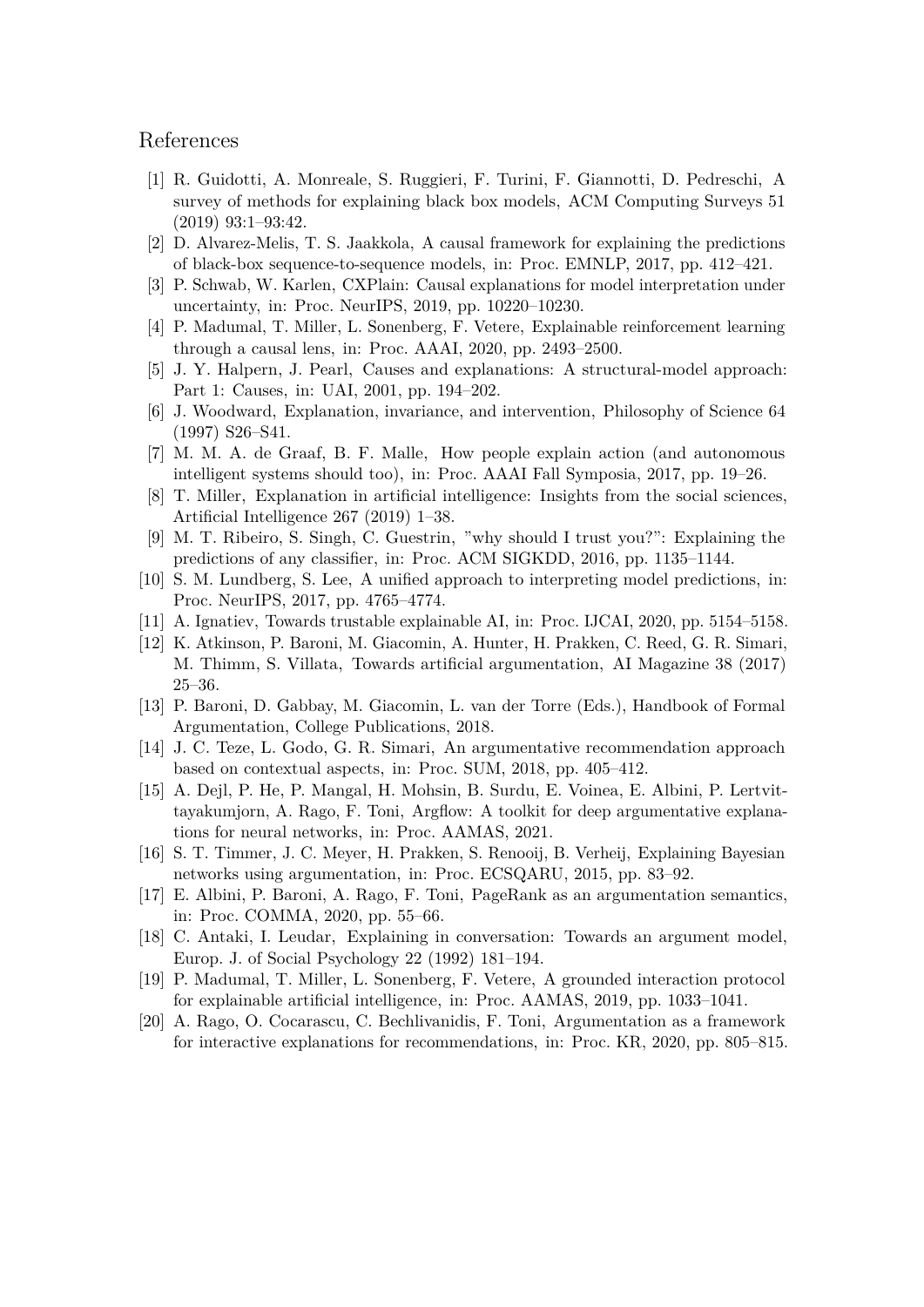## References

[1] R. Guidotti, A. Monreale, S. Ruggieri, F. Turini, F. Giannotti, D. Pedreschi, A survey of methods for explaining black box models, ACM Computing Surveys 51 (2019) 93:1–93:42.

[2] D. Alvarez-Melis, T. S. Jaakkola, A causal framework for explaining the predictions of black-box sequence-to-sequence models, in: Proc. EMNLP, 2017, pp. 412–421.

[3] P. Schwab, W. Karlen, CXPlain: Causal explanations for model interpretation under uncertainty, in: Proc. NeurIPS, 2019, pp. 10220–10230.

[4] P. Madumal, T. Miller, L. Sonenberg, F. Vetere, Explainable reinforcement learning through a causal lens, in: Proc. AAAI, 2020, pp. 2493–2500.

[5] J. Y. Halpern, J. Pearl, Causes and explanations: A structural-model approach: Part 1: Causes, in: UAI, 2001, pp. 194–202.

[6] J. Woodward, Explanation, invariance, and intervention, Philosophy of Science 64 (1997) S26–S41.

[7] M. M. A. de Graaf, B. F. Malle, How people explain action (and autonomous intelligent systems should too), in: Proc. AAAI Fall Symposia, 2017, pp. 19–26.

[8] T. Miller, Explanation in artificial intelligence: Insights from the social sciences, Artificial Intelligence 267 (2019) 1–38.

[9] M. T. Ribeiro, S. Singh, C. Guestrin, "why should I trust you?": Explaining the predictions of any classifier, in: Proc. ACM SIGKDD, 2016, pp. 1135–1144.

[10] S. M. Lundberg, S. Lee, A unified approach to interpreting model predictions, in: Proc. NeurIPS, 2017, pp. 4765–4774.

[11] A. Ignatiev, Towards trustable explainable AI, in: Proc. IJCAI, 2020, pp. 5154–5158.

[12] K. Atkinson, P. Baroni, M. Giacomin, A. Hunter, H. Prakken, C. Reed, G. R. Simari, M. Thimm, S. Villata, Towards artificial argumentation, AI Magazine 38 (2017) 25–36.

[13] P. Baroni, D. Gabbay, M. Giacomin, L. van der Torre (Eds.), Handbook of Formal Argumentation, College Publications, 2018.

[14] J. C. Teze, L. Godo, G. R. Simari, An argumentative recommendation approach based on contextual aspects, in: Proc. SUM, 2018, pp. 405–412.

[15] A. Dejl, P. He, P. Mangal, H. Mohsin, B. Surdu, E. Voinea, E. Albini, P. Lertvittayakumjorn, A. Rago, F. Toni, Argflow: A toolkit for deep argumentative explanations for neural networks, in: Proc. AAMAS, 2021.

[16] S. T. Timmer, J. C. Meyer, H. Prakken, S. Renooij, B. Verheij, Explaining Bayesian networks using argumentation, in: Proc. ECSQARU, 2015, pp. 83–92.

[17] E. Albini, P. Baroni, A. Rago, F. Toni, PageRank as an argumentation semantics, in: Proc. COMMA, 2020, pp. 55–66.

[18] C. Antaki, I. Leudar, Explaining in conversation: Towards an argument model, Europ. J. of Social Psychology 22 (1992) 181–194.

[19] P. Madumal, T. Miller, L. Sonenberg, F. Vetere, A grounded interaction protocol for explainable artificial intelligence, in: Proc. AAMAS, 2019, pp. 1033–1041.

[20] A. Rago, O. Cocarascu, C. Bechlivanidis, F. Toni, Argumentation as a framework for interactive explanations for recommendations, in: Proc. KR, 2020, pp. 805–815.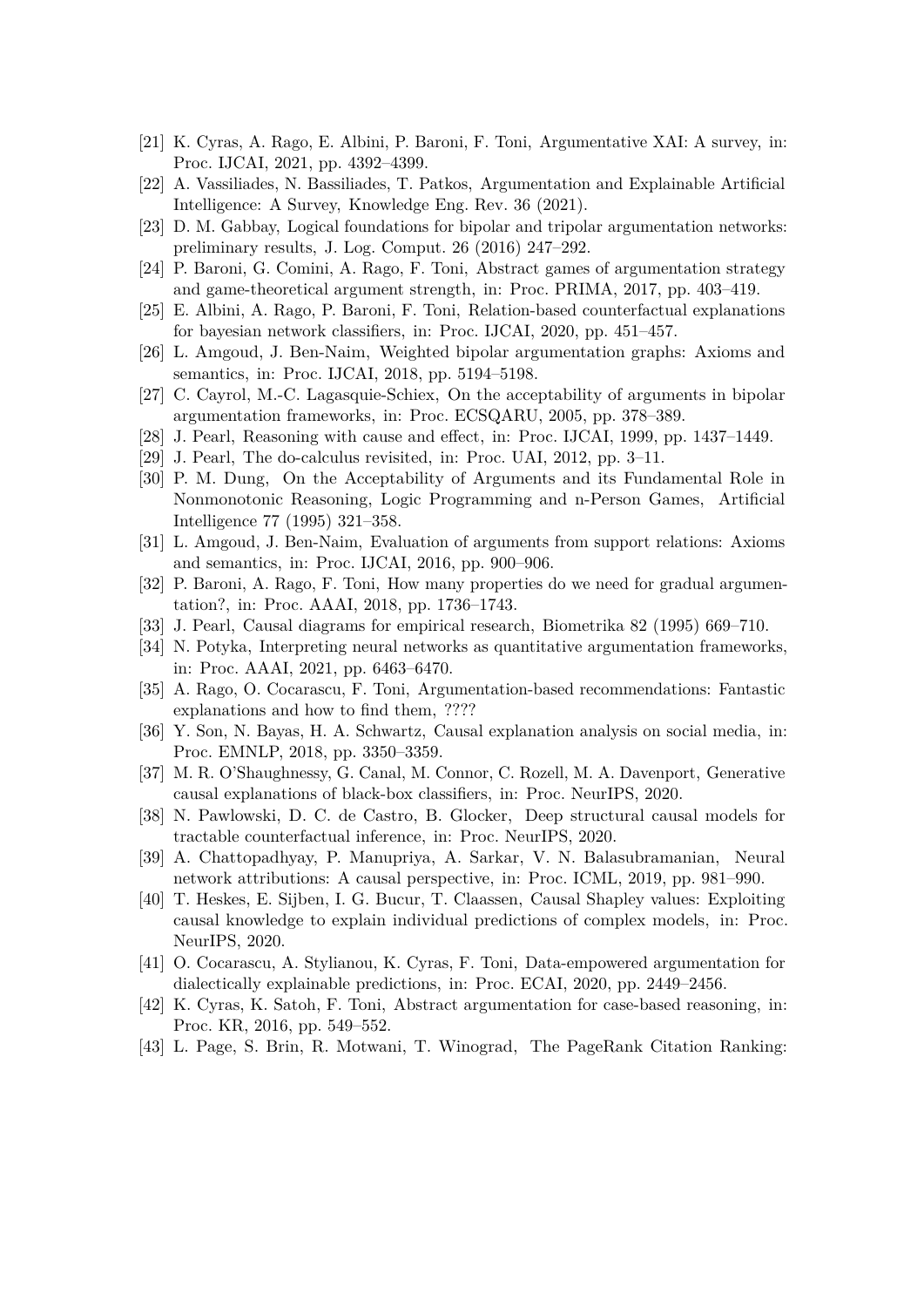[21] K. Cyras, A. Rago, E. Albini, P. Baroni, F. Toni, Argumentative XAI: A survey, in: Proc. IJCAI, 2021, pp. 4392–4399.

[22] A. Vassiliades, N. Bassiliades, T. Patkos, Argumentation and Explainable Artificial Intelligence: A Survey, Knowledge Eng. Rev. 36 (2021).

[23] D. M. Gabbay, Logical foundations for bipolar and tripolar argumentation networks: preliminary results, J. Log. Comput. 26 (2016) 247–292.

[24] P. Baroni, G. Comini, A. Rago, F. Toni, Abstract games of argumentation strategy and game-theoretical argument strength, in: Proc. PRIMA, 2017, pp. 403–419.

[25] E. Albini, A. Rago, P. Baroni, F. Toni, Relation-based counterfactual explanations for bayesian network classifiers, in: Proc. IJCAI, 2020, pp. 451–457.

[26] L. Amgoud, J. Ben-Naim, Weighted bipolar argumentation graphs: Axioms and semantics, in: Proc. IJCAI, 2018, pp. 5194–5198.

[27] C. Cayrol, M.-C. Lagasquie-Schiex, On the acceptability of arguments in bipolar argumentation frameworks, in: Proc. ECSQARU, 2005, pp. 378–389.

[28] J. Pearl, Reasoning with cause and effect, in: Proc. IJCAI, 1999, pp. 1437–1449.

[29] J. Pearl, The do-calculus revisited, in: Proc. UAI, 2012, pp. 3–11.

[30] P. M. Dung, On the Acceptability of Arguments and its Fundamental Role in Nonmonotonic Reasoning, Logic Programming and n-Person Games, Artificial Intelligence 77 (1995) 321–358.

[31] L. Amgoud, J. Ben-Naim, Evaluation of arguments from support relations: Axioms and semantics, in: Proc. IJCAI, 2016, pp. 900–906.

[32] P. Baroni, A. Rago, F. Toni, How many properties do we need for gradual argumentation?, in: Proc. AAAI, 2018, pp. 1736–1743.

[33] J. Pearl, Causal diagrams for empirical research, Biometrika 82 (1995) 669–710.

[34] N. Potyka, Interpreting neural networks as quantitative argumentation frameworks, in: Proc. AAAI, 2021, pp. 6463–6470.

[35] A. Rago, O. Cocarascu, F. Toni, Argumentation-based recommendations: Fantastic explanations and how to find them, ????

[36] Y. Son, N. Bayas, H. A. Schwartz, Causal explanation analysis on social media, in: Proc. EMNLP, 2018, pp. 3350–3359.

[37] M. R. O'Shaughnessy, G. Canal, M. Connor, C. Rozell, M. A. Davenport, Generative causal explanations of black-box classifiers, in: Proc. NeurIPS, 2020.

[38] N. Pawlowski, D. C. de Castro, B. Glocker, Deep structural causal models for tractable counterfactual inference, in: Proc. NeurIPS, 2020.

[39] A. Chattopadhyay, P. Manupriya, A. Sarkar, V. N. Balasubramanian, Neural network attributions: A causal perspective, in: Proc. ICML, 2019, pp. 981–990.

[40] T. Heskes, E. Sijben, I. G. Bucur, T. Claassen, Causal Shapley values: Exploiting causal knowledge to explain individual predictions of complex models, in: Proc. NeurIPS, 2020.

[41] O. Cocarascu, A. Stylianou, K. Cyras, F. Toni, Data-empowered argumentation for dialectically explainable predictions, in: Proc. ECAI, 2020, pp. 2449–2456.

[42] K. Cyras, K. Satoh, F. Toni, Abstract argumentation for case-based reasoning, in: Proc. KR, 2016, pp. 549–552.

[43] L. Page, S. Brin, R. Motwani, T. Winograd, The PageRank Citation Ranking: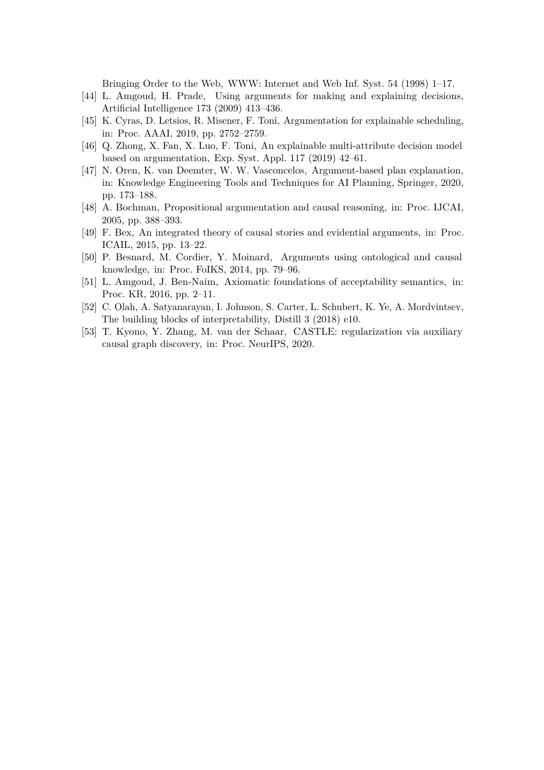Bringing Order to the Web, WWW: Internet and Web Inf. Syst. 54 (1998) 1–17.

[44] L. Amgoud, H. Prade, Using arguments for making and explaining decisions, Artificial Intelligence 173 (2009) 413–436.

[45] K. Cyras, D. Letsios, R. Misener, F. Toni, Argumentation for explainable scheduling, in: Proc. AAAI, 2019, pp. 2752–2759.

[46] Q. Zhong, X. Fan, X. Luo, F. Toni, An explainable multi-attribute decision model based on argumentation, Exp. Syst. Appl. 117 (2019) 42–61.

[47] N. Oren, K. van Deemter, W. W. Vasconcelos, Argument-based plan explanation, in: Knowledge Engineering Tools and Techniques for AI Planning, Springer, 2020, pp. 173–188.

[48] A. Bochman, Propositional argumentation and causal reasoning, in: Proc. IJCAI, 2005, pp. 388–393.

[49] F. Bex, An integrated theory of causal stories and evidential arguments, in: Proc. ICAIL, 2015, pp. 13–22.

[50] P. Besnard, M. Cordier, Y. Moinard, Arguments using ontological and causal knowledge, in: Proc. FoIKS, 2014, pp. 79–96.

[51] L. Amgoud, J. Ben-Naim, Axiomatic foundations of acceptability semantics, in: Proc. KR, 2016, pp. 2–11.

[52] C. Olah, A. Satyanarayan, I. Johnson, S. Carter, L. Schubert, K. Ye, A. Mordvintsev, The building blocks of interpretability, Distill 3 (2018) e10.

[53] T. Kyono, Y. Zhang, M. van der Schaar, CASTLE: regularization via auxiliary causal graph discovery, in: Proc. NeurIPS, 2020.